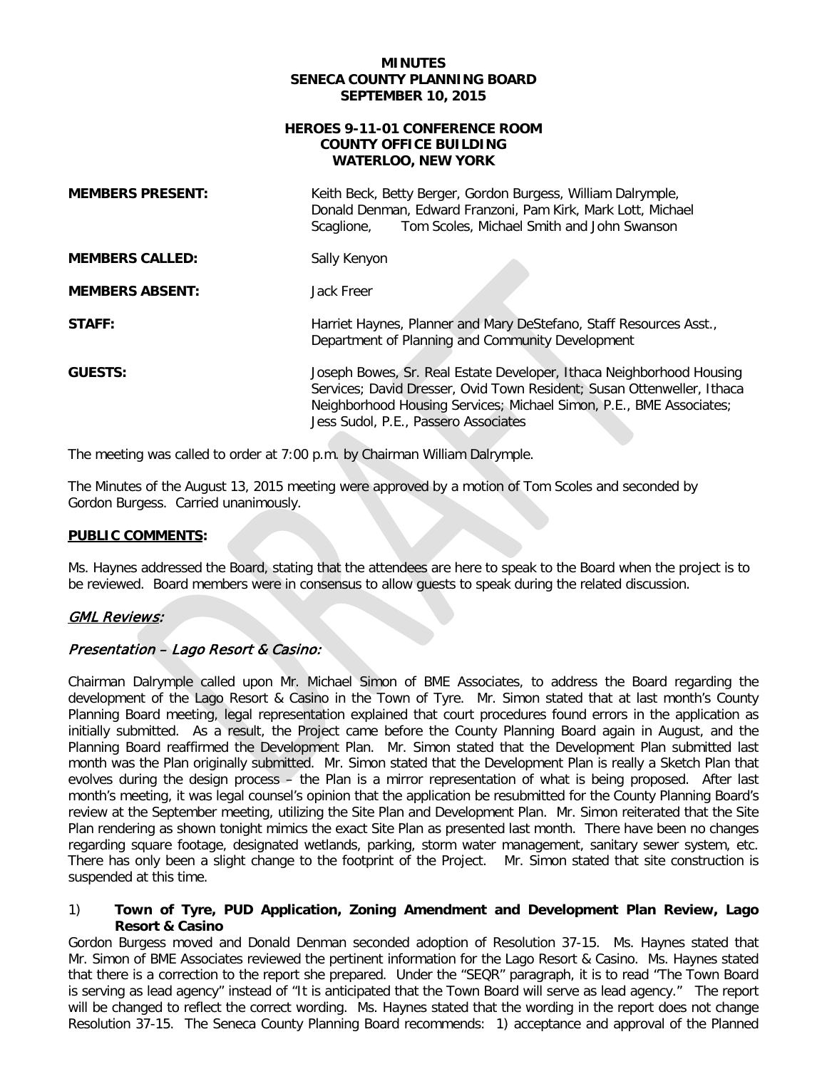# MINUTES
# SENECA COUNTY PLANNING BOARD
# SEPTEMBER 10, 2015

## HEROES 9-11-01 CONFERENCE ROOM
## COUNTY OFFICE BUILDING
## WATERLOO, NEW YORK

| | |
|---|---|
| **MEMBERS PRESENT:** | Keith Beck, Betty Berger, Gordon Burgess, William Dalrymple, Donald Denman, Edward Franzoni, Pam Kirk, Mark Lott, Michael Scaglione, Tom Scoles, Michael Smith and John Swanson |
| **MEMBERS CALLED:** | Sally Kenyon |
| **MEMBERS ABSENT:** | Jack Freer |
| **STAFF:** | Harriet Haynes, Planner and Mary DeStefano, Staff Resources Asst., Department of Planning and Community Development |
| **GUESTS:** | Joseph Bowes, Sr. Real Estate Developer, Ithaca Neighborhood Housing Services; David Dresser, Ovid Town Resident; Susan Ottenweller, Ithaca Neighborhood Housing Services; Michael Simon, P.E., BME Associates; Jess Sudol, P.E., Passero Associates |

The meeting was called to order at 7:00 p.m. by Chairman William Dalrymple.

The Minutes of the August 13, 2015 meeting were approved by a motion of Tom Scoles and seconded by Gordon Burgess. Carried unanimously.

**PUBLIC COMMENTS:**

Ms. Haynes addressed the Board, stating that the attendees are here to speak to the Board when the project is to be reviewed. Board members were in consensus to allow guests to speak during the related discussion.

### *GML Reviews:*

### *Presentation – Lago Resort & Casino:*

Chairman Dalrymple called upon Mr. Michael Simon of BME Associates, to address the Board regarding the development of the Lago Resort & Casino in the Town of Tyre. Mr. Simon stated that at last month's County Planning Board meeting, legal representation explained that court procedures found errors in the application as initially submitted. As a result, the Project came before the County Planning Board again in August, and the Planning Board reaffirmed the Development Plan. Mr. Simon stated that the Development Plan submitted last month was the Plan originally submitted. Mr. Simon stated that the Development Plan is really a Sketch Plan that evolves during the design process – the Plan is a mirror representation of what is being proposed. After last month's meeting, it was legal counsel's opinion that the application be resubmitted for the County Planning Board's review at the September meeting, utilizing the Site Plan and Development Plan. Mr. Simon reiterated that the Site Plan rendering as shown tonight mimics the exact Site Plan as presented last month. There have been no changes regarding square footage, designated wetlands, parking, storm water management, sanitary sewer system, etc. There has only been a slight change to the footprint of the Project. Mr. Simon stated that site construction is suspended at this time.

1) **Town of Tyre, PUD Application, Zoning Amendment and Development Plan Review, Lago Resort & Casino**

Gordon Burgess moved and Donald Denman seconded adoption of Resolution 37-15. Ms. Haynes stated that Mr. Simon of BME Associates reviewed the pertinent information for the Lago Resort & Casino. Ms. Haynes stated that there is a correction to the report she prepared. Under the "SEQR" paragraph, it is to read "The Town Board is serving as lead agency" instead of "It is anticipated that the Town Board will serve as lead agency." The report will be changed to reflect the correct wording. Ms. Haynes stated that the wording in the report does not change Resolution 37-15. The Seneca County Planning Board recommends: 1) acceptance and approval of the Planned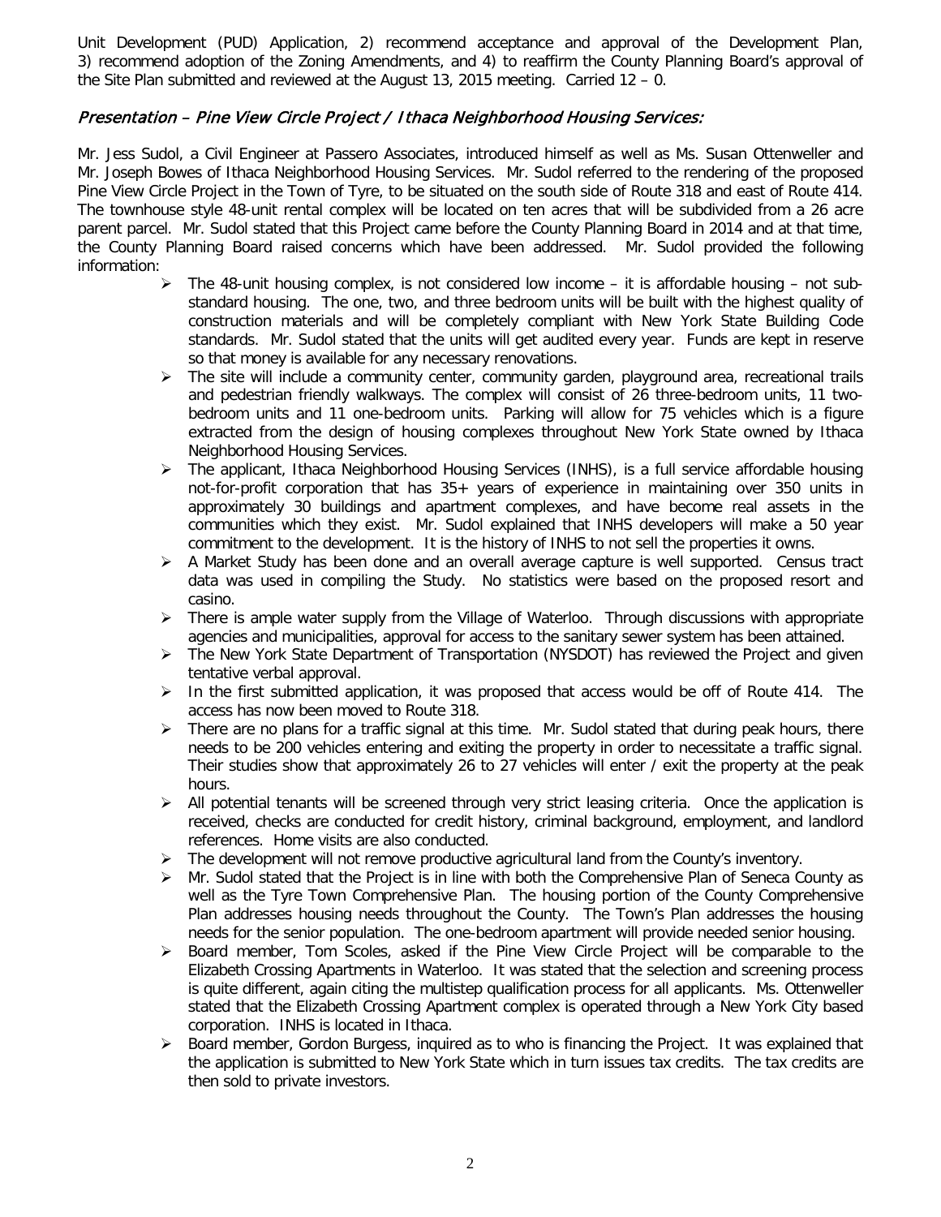Unit Development (PUD) Application, 2) recommend acceptance and approval of the Development Plan, 3) recommend adoption of the Zoning Amendments, and 4) to reaffirm the County Planning Board's approval of the Site Plan submitted and reviewed at the August 13, 2015 meeting. Carried 12 – 0.

## *Presentation – Pine View Circle Project / Ithaca Neighborhood Housing Services:*

Mr. Jess Sudol, a Civil Engineer at Passero Associates, introduced himself as well as Ms. Susan Ottenweller and Mr. Joseph Bowes of Ithaca Neighborhood Housing Services. Mr. Sudol referred to the rendering of the proposed Pine View Circle Project in the Town of Tyre, to be situated on the south side of Route 318 and east of Route 414. The townhouse style 48-unit rental complex will be located on ten acres that will be subdivided from a 26 acre parent parcel. Mr. Sudol stated that this Project came before the County Planning Board in 2014 and at that time, the County Planning Board raised concerns which have been addressed. Mr. Sudol provided the following information:

- The 48-unit housing complex, is not considered low income – it is affordable housing – not sub-standard housing. The one, two, and three bedroom units will be built with the highest quality of construction materials and will be completely compliant with New York State Building Code standards. Mr. Sudol stated that the units will get audited every year. Funds are kept in reserve so that money is available for any necessary renovations.
- The site will include a community center, community garden, playground area, recreational trails and pedestrian friendly walkways. The complex will consist of 26 three-bedroom units, 11 two-bedroom units and 11 one-bedroom units. Parking will allow for 75 vehicles which is a figure extracted from the design of housing complexes throughout New York State owned by Ithaca Neighborhood Housing Services.
- The applicant, Ithaca Neighborhood Housing Services (INHS), is a full service affordable housing not-for-profit corporation that has 35+ years of experience in maintaining over 350 units in approximately 30 buildings and apartment complexes, and have become real assets in the communities which they exist. Mr. Sudol explained that INHS developers will make a 50 year commitment to the development. It is the history of INHS to not sell the properties it owns.
- A Market Study has been done and an overall average capture is well supported. Census tract data was used in compiling the Study. No statistics were based on the proposed resort and casino.
- There is ample water supply from the Village of Waterloo. Through discussions with appropriate agencies and municipalities, approval for access to the sanitary sewer system has been attained.
- The New York State Department of Transportation (NYSDOT) has reviewed the Project and given tentative verbal approval.
- In the first submitted application, it was proposed that access would be off of Route 414. The access has now been moved to Route 318.
- There are no plans for a traffic signal at this time. Mr. Sudol stated that during peak hours, there needs to be 200 vehicles entering and exiting the property in order to necessitate a traffic signal. Their studies show that approximately 26 to 27 vehicles will enter / exit the property at the peak hours.
- All potential tenants will be screened through very strict leasing criteria. Once the application is received, checks are conducted for credit history, criminal background, employment, and landlord references. Home visits are also conducted.
- The development will not remove productive agricultural land from the County's inventory.
- Mr. Sudol stated that the Project is in line with both the Comprehensive Plan of Seneca County as well as the Tyre Town Comprehensive Plan. The housing portion of the County Comprehensive Plan addresses housing needs throughout the County. The Town's Plan addresses the housing needs for the senior population. The one-bedroom apartment will provide needed senior housing.
- Board member, Tom Scoles, asked if the Pine View Circle Project will be comparable to the Elizabeth Crossing Apartments in Waterloo. It was stated that the selection and screening process is quite different, again citing the multistep qualification process for all applicants. Ms. Ottenweller stated that the Elizabeth Crossing Apartment complex is operated through a New York City based corporation. INHS is located in Ithaca.
- Board member, Gordon Burgess, inquired as to who is financing the Project. It was explained that the application is submitted to New York State which in turn issues tax credits. The tax credits are then sold to private investors.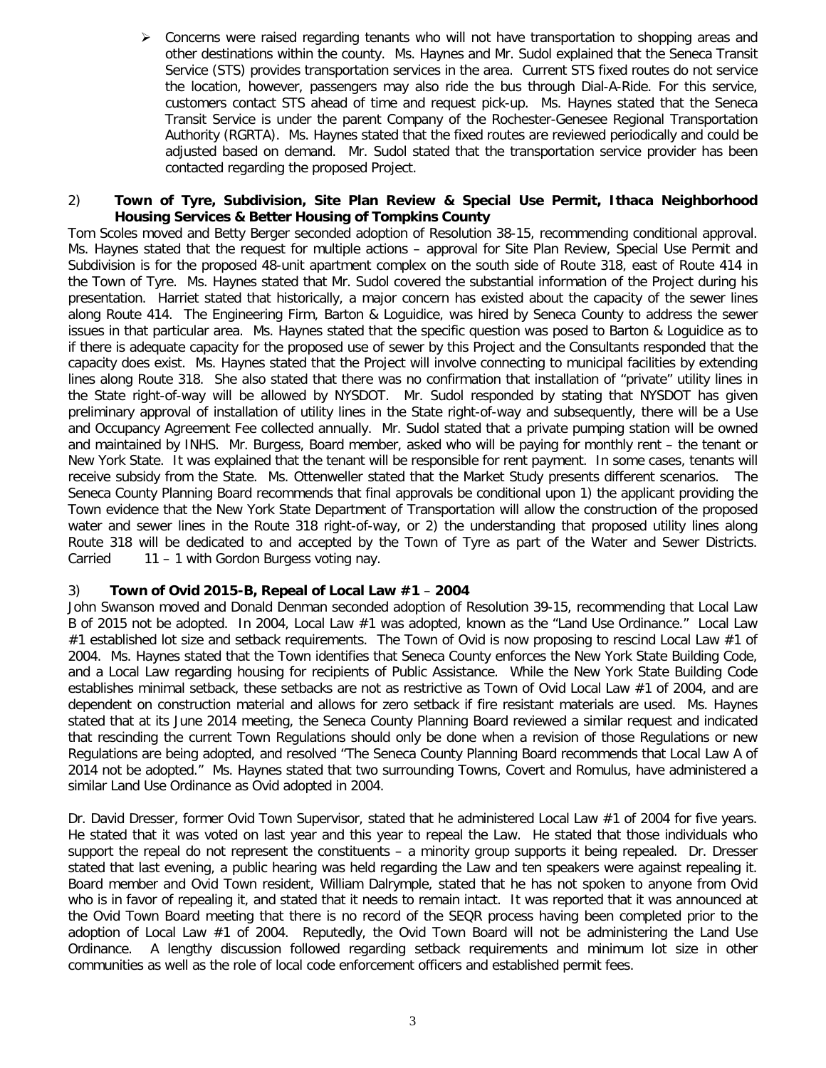- Concerns were raised regarding tenants who will not have transportation to shopping areas and other destinations within the county. Ms. Haynes and Mr. Sudol explained that the Seneca Transit Service (STS) provides transportation services in the area. Current STS fixed routes do not service the location, however, passengers may also ride the bus through Dial-A-Ride. For this service, customers contact STS ahead of time and request pick-up. Ms. Haynes stated that the Seneca Transit Service is under the parent Company of the Rochester-Genesee Regional Transportation Authority (RGRTA). Ms. Haynes stated that the fixed routes are reviewed periodically and could be adjusted based on demand. Mr. Sudol stated that the transportation service provider has been contacted regarding the proposed Project.

2) **Town of Tyre, Subdivision, Site Plan Review & Special Use Permit, Ithaca Neighborhood Housing Services & Better Housing of Tompkins County**

Tom Scoles moved and Betty Berger seconded adoption of Resolution 38-15, recommending conditional approval. Ms. Haynes stated that the request for multiple actions – approval for Site Plan Review, Special Use Permit and Subdivision is for the proposed 48-unit apartment complex on the south side of Route 318, east of Route 414 in the Town of Tyre. Ms. Haynes stated that Mr. Sudol covered the substantial information of the Project during his presentation. Harriet stated that historically, a major concern has existed about the capacity of the sewer lines along Route 414. The Engineering Firm, Barton & Loguidice, was hired by Seneca County to address the sewer issues in that particular area. Ms. Haynes stated that the specific question was posed to Barton & Loguidice as to if there is adequate capacity for the proposed use of sewer by this Project and the Consultants responded that the capacity does exist. Ms. Haynes stated that the Project will involve connecting to municipal facilities by extending lines along Route 318. She also stated that there was no confirmation that installation of "private" utility lines in the State right-of-way will be allowed by NYSDOT. Mr. Sudol responded by stating that NYSDOT has given preliminary approval of installation of utility lines in the State right-of-way and subsequently, there will be a Use and Occupancy Agreement Fee collected annually. Mr. Sudol stated that a private pumping station will be owned and maintained by INHS. Mr. Burgess, Board member, asked who will be paying for monthly rent – the tenant or New York State. It was explained that the tenant will be responsible for rent payment. In some cases, tenants will receive subsidy from the State. Ms. Ottenweller stated that the Market Study presents different scenarios. The Seneca County Planning Board recommends that final approvals be conditional upon 1) the applicant providing the Town evidence that the New York State Department of Transportation will allow the construction of the proposed water and sewer lines in the Route 318 right-of-way, or 2) the understanding that proposed utility lines along Route 318 will be dedicated to and accepted by the Town of Tyre as part of the Water and Sewer Districts. Carried 11 – 1 with Gordon Burgess voting nay.

3) **Town of Ovid 2015-B, Repeal of Local Law #1 – 2004**

John Swanson moved and Donald Denman seconded adoption of Resolution 39-15, recommending that Local Law B of 2015 not be adopted. In 2004, Local Law #1 was adopted, known as the "Land Use Ordinance." Local Law #1 established lot size and setback requirements. The Town of Ovid is now proposing to rescind Local Law #1 of 2004. Ms. Haynes stated that the Town identifies that Seneca County enforces the New York State Building Code, and a Local Law regarding housing for recipients of Public Assistance. While the New York State Building Code establishes minimal setback, these setbacks are not as restrictive as Town of Ovid Local Law #1 of 2004, and are dependent on construction material and allows for zero setback if fire resistant materials are used. Ms. Haynes stated that at its June 2014 meeting, the Seneca County Planning Board reviewed a similar request and indicated that rescinding the current Town Regulations should only be done when a revision of those Regulations or new Regulations are being adopted, and resolved "The Seneca County Planning Board recommends that Local Law A of 2014 not be adopted." Ms. Haynes stated that two surrounding Towns, Covert and Romulus, have administered a similar Land Use Ordinance as Ovid adopted in 2004.

Dr. David Dresser, former Ovid Town Supervisor, stated that he administered Local Law #1 of 2004 for five years. He stated that it was voted on last year and this year to repeal the Law. He stated that those individuals who support the repeal do not represent the constituents – a minority group supports it being repealed. Dr. Dresser stated that last evening, a public hearing was held regarding the Law and ten speakers were against repealing it. Board member and Ovid Town resident, William Dalrymple, stated that he has not spoken to anyone from Ovid who is in favor of repealing it, and stated that it needs to remain intact. It was reported that it was announced at the Ovid Town Board meeting that there is no record of the SEQR process having been completed prior to the adoption of Local Law #1 of 2004. Reputedly, the Ovid Town Board will not be administering the Land Use Ordinance. A lengthy discussion followed regarding setback requirements and minimum lot size in other communities as well as the role of local code enforcement officers and established permit fees.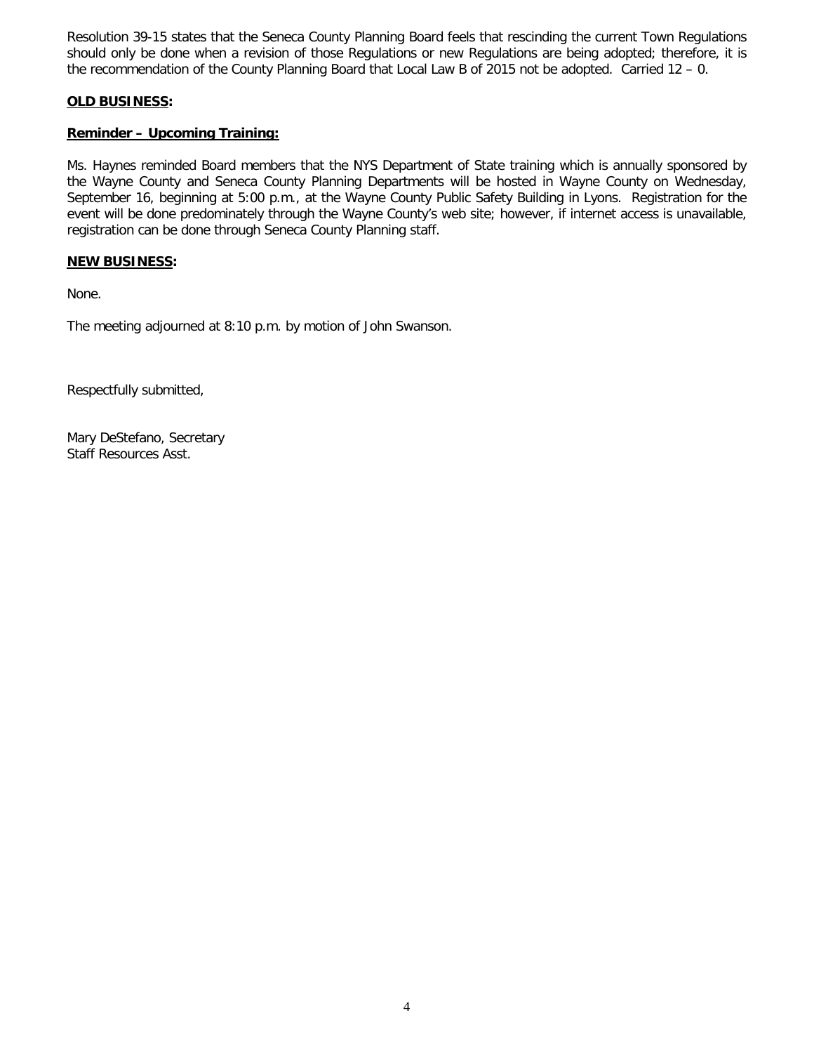Resolution 39-15 states that the Seneca County Planning Board feels that rescinding the current Town Regulations should only be done when a revision of those Regulations or new Regulations are being adopted; therefore, it is the recommendation of the County Planning Board that Local Law B of 2015 not be adopted. Carried 12 – 0.

**OLD BUSINESS:**

**Reminder – Upcoming Training:**

Ms. Haynes reminded Board members that the NYS Department of State training which is annually sponsored by the Wayne County and Seneca County Planning Departments will be hosted in Wayne County on Wednesday, September 16, beginning at 5:00 p.m., at the Wayne County Public Safety Building in Lyons. Registration for the event will be done predominately through the Wayne County's web site; however, if internet access is unavailable, registration can be done through Seneca County Planning staff.

**NEW BUSINESS:**

None.

The meeting adjourned at 8:10 p.m. by motion of John Swanson.

Respectfully submitted,

Mary DeStefano, Secretary
Staff Resources Asst.